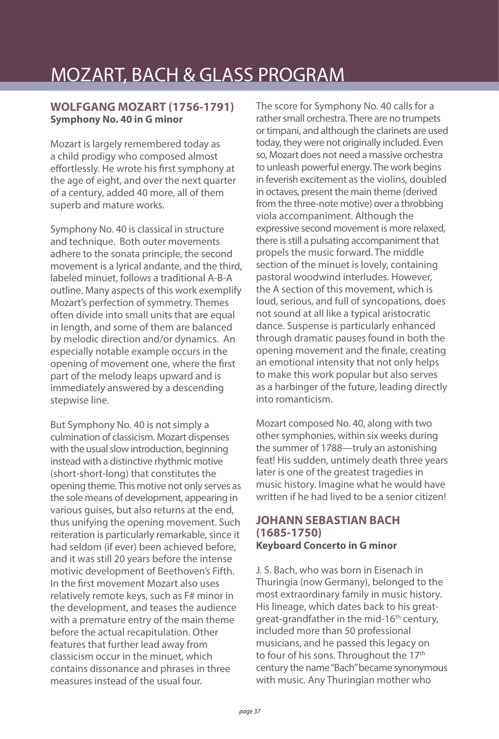# MOZART, BACH & GLASS PROGRAM

## WOLFGANG MOZART (1756-1791)
**Symphony No. 40 in G minor**

Mozart is largely remembered today as a child prodigy who composed almost effortlessly. He wrote his first symphony at the age of eight, and over the next quarter of a century, added 40 more, all of them superb and mature works.

Symphony No. 40 is classical in structure and technique. Both outer movements adhere to the sonata principle, the second movement is a lyrical andante, and the third, labeled minuet, follows a traditional A-B-A outline. Many aspects of this work exemplify Mozart's perfection of symmetry. Themes often divide into small units that are equal in length, and some of them are balanced by melodic direction and/or dynamics. An especially notable example occurs in the opening of movement one, where the first part of the melody leaps upward and is immediately answered by a descending stepwise line.

But Symphony No. 40 is not simply a culmination of classicism. Mozart dispenses with the usual slow introduction, beginning instead with a distinctive rhythmic motive (short-short-long) that constitutes the opening theme. This motive not only serves as the sole means of development, appearing in various guises, but also returns at the end, thus unifying the opening movement. Such reiteration is particularly remarkable, since it had seldom (if ever) been achieved before, and it was still 20 years before the intense motivic development of Beethoven's Fifth. In the first movement Mozart also uses relatively remote keys, such as F# minor in the development, and teases the audience with a premature entry of the main theme before the actual recapitulation. Other features that further lead away from classicism occur in the minuet, which contains dissonance and phrases in three measures instead of the usual four.

The score for Symphony No. 40 calls for a rather small orchestra. There are no trumpets or timpani, and although the clarinets are used today, they were not originally included. Even so, Mozart does not need a massive orchestra to unleash powerful energy. The work begins in feverish excitement as the violins, doubled in octaves, present the main theme (derived from the three-note motive) over a throbbing viola accompaniment. Although the expressive second movement is more relaxed, there is still a pulsating accompaniment that propels the music forward. The middle section of the minuet is lovely, containing pastoral woodwind interludes. However, the A section of this movement, which is loud, serious, and full of syncopations, does not sound at all like a typical aristocratic dance. Suspense is particularly enhanced through dramatic pauses found in both the opening movement and the finale, creating an emotional intensity that not only helps to make this work popular but also serves as a harbinger of the future, leading directly into romanticism.

Mozart composed No. 40, along with two other symphonies, within six weeks during the summer of 1788—truly an astonishing feat! His sudden, untimely death three years later is one of the greatest tragedies in music history. Imagine what he would have written if he had lived to be a senior citizen!

## JOHANN SEBASTIAN BACH (1685-1750)
**Keyboard Concerto in G minor**

J. S. Bach, who was born in Eisenach in Thuringia (now Germany), belonged to the most extraordinary family in music history. His lineage, which dates back to his great-great-grandfather in the mid-16th century, included more than 50 professional musicians, and he passed this legacy on to four of his sons. Throughout the 17th century the name "Bach" became synonymous with music. Any Thuringian mother who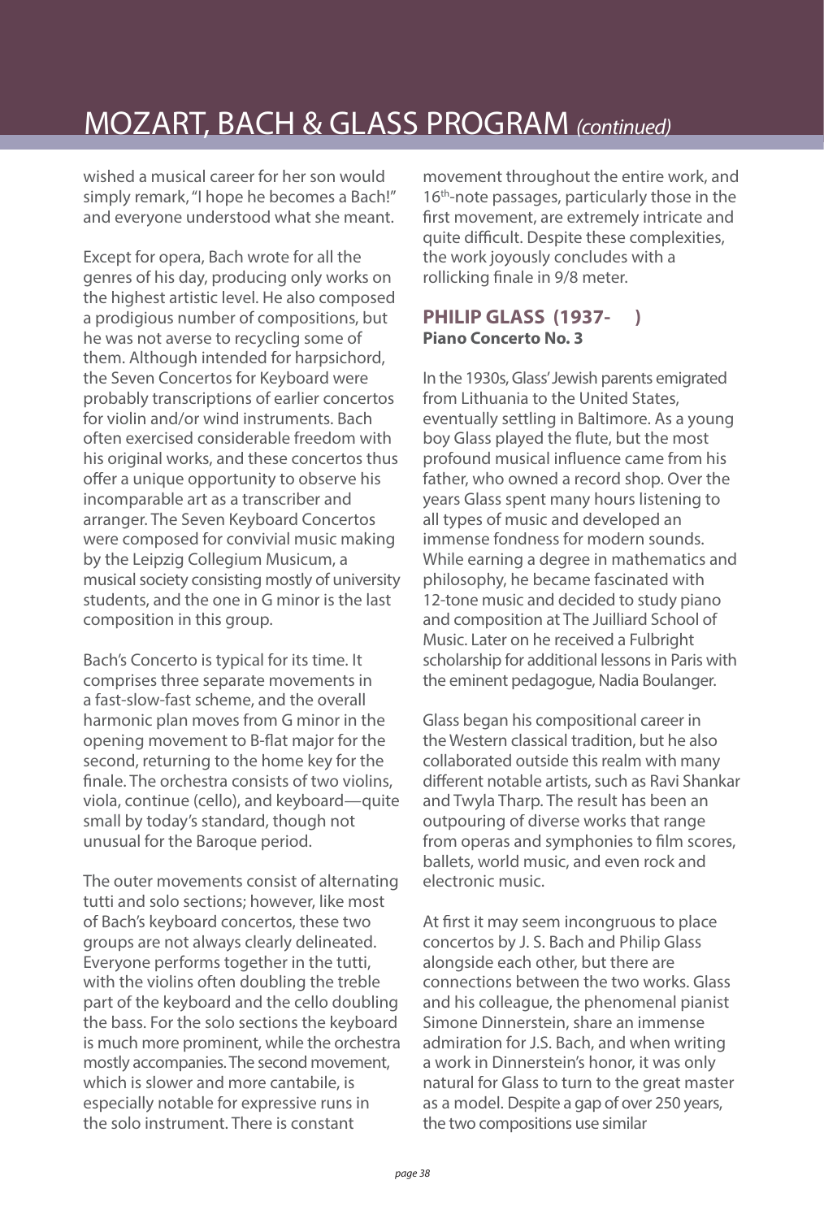wished a musical career for her son would simply remark, "I hope he becomes a Bach!" and everyone understood what she meant.

Except for opera, Bach wrote for all the genres of his day, producing only works on the highest artistic level. He also composed a prodigious number of compositions, but he was not averse to recycling some of them. Although intended for harpsichord, the Seven Concertos for Keyboard were probably transcriptions of earlier concertos for violin and/or wind instruments. Bach often exercised considerable freedom with his original works, and these concertos thus offer a unique opportunity to observe his incomparable art as a transcriber and arranger. The Seven Keyboard Concertos were composed for convivial music making by the Leipzig Collegium Musicum, a musical society consisting mostly of university students, and the one in G minor is the last composition in this group.

Bach's Concerto is typical for its time. It comprises three separate movements in a fast-slow-fast scheme, and the overall harmonic plan moves from G minor in the opening movement to B-flat major for the second, returning to the home key for the finale. The orchestra consists of two violins, viola, continue (cello), and keyboard—quite small by today's standard, though not unusual for the Baroque period.

The outer movements consist of alternating tutti and solo sections; however, like most of Bach's keyboard concertos, these two groups are not always clearly delineated. Everyone performs together in the tutti, with the violins often doubling the treble part of the keyboard and the cello doubling the bass. For the solo sections the keyboard is much more prominent, while the orchestra mostly accompanies. The second movement, which is slower and more cantabile, is especially notable for expressive runs in the solo instrument. There is constant movement throughout the entire work, and 16th-note passages, particularly those in the first movement, are extremely intricate and quite difficult. Despite these complexities, the work joyously concludes with a rollicking finale in 9/8 meter.

## PHILIP GLASS (1937- )

**Piano Concerto No. 3**

In the 1930s, Glass' Jewish parents emigrated from Lithuania to the United States, eventually settling in Baltimore. As a young boy Glass played the flute, but the most profound musical influence came from his father, who owned a record shop. Over the years Glass spent many hours listening to all types of music and developed an immense fondness for modern sounds. While earning a degree in mathematics and philosophy, he became fascinated with 12-tone music and decided to study piano and composition at The Juilliard School of Music. Later on he received a Fulbright scholarship for additional lessons in Paris with the eminent pedagogue, Nadia Boulanger.

Glass began his compositional career in the Western classical tradition, but he also collaborated outside this realm with many different notable artists, such as Ravi Shankar and Twyla Tharp. The result has been an outpouring of diverse works that range from operas and symphonies to film scores, ballets, world music, and even rock and electronic music.

At first it may seem incongruous to place concertos by J. S. Bach and Philip Glass alongside each other, but there are connections between the two works. Glass and his colleague, the phenomenal pianist Simone Dinnerstein, share an immense admiration for J.S. Bach, and when writing a work in Dinnerstein's honor, it was only natural for Glass to turn to the great master as a model. Despite a gap of over 250 years, the two compositions use similar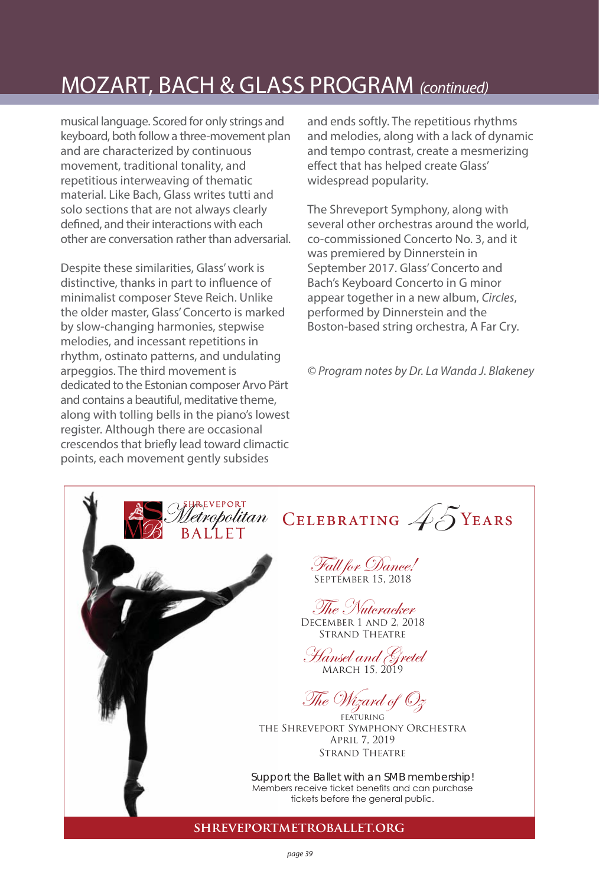# MOZART, BACH & GLASS PROGRAM *(continued)*

musical language. Scored for only strings and keyboard, both follow a three-movement plan and are characterized by continuous movement, traditional tonality, and repetitious interweaving of thematic material. Like Bach, Glass writes tutti and solo sections that are not always clearly defined, and their interactions with each other are conversation rather than adversarial.

Despite these similarities, Glass' work is distinctive, thanks in part to influence of minimalist composer Steve Reich. Unlike the older master, Glass' Concerto is marked by slow-changing harmonies, stepwise melodies, and incessant repetitions in rhythm, ostinato patterns, and undulating arpeggios. The third movement is dedicated to the Estonian composer Arvo Pärt and contains a beautiful, meditative theme, along with tolling bells in the piano's lowest register. Although there are occasional crescendos that briefly lead toward climactic points, each movement gently subsides and ends softly. The repetitious rhythms and melodies, along with a lack of dynamic and tempo contrast, create a mesmerizing effect that has helped create Glass' widespread popularity.

The Shreveport Symphony, along with several other orchestras around the world, co-commissioned Concerto No. 3, and it was premiered by Dinnerstein in September 2017. Glass' Concerto and Bach's Keyboard Concerto in G minor appear together in a new album, *Circles*, performed by Dinnerstein and the Boston-based string orchestra, A Far Cry.

*© Program notes by Dr. La Wanda J. Blakeney*

---

SMB Shreveport Metropolitan Ballet

CELEBRATING 45 YEARS

*Fall for Dance!*
September 15, 2018

*The Nutcracker*
December 1 and 2, 2018
Strand Theatre

*Hansel and Gretel*
March 15, 2019

*The Wizard of Oz*
featuring
The Shreveport Symphony Orchestra
April 7, 2019
Strand Theatre

Support the Ballet with an SMB membership!
Members receive ticket benefits and can purchase tickets before the general public.

**SHREVEPORTMETROBALLET.ORG**